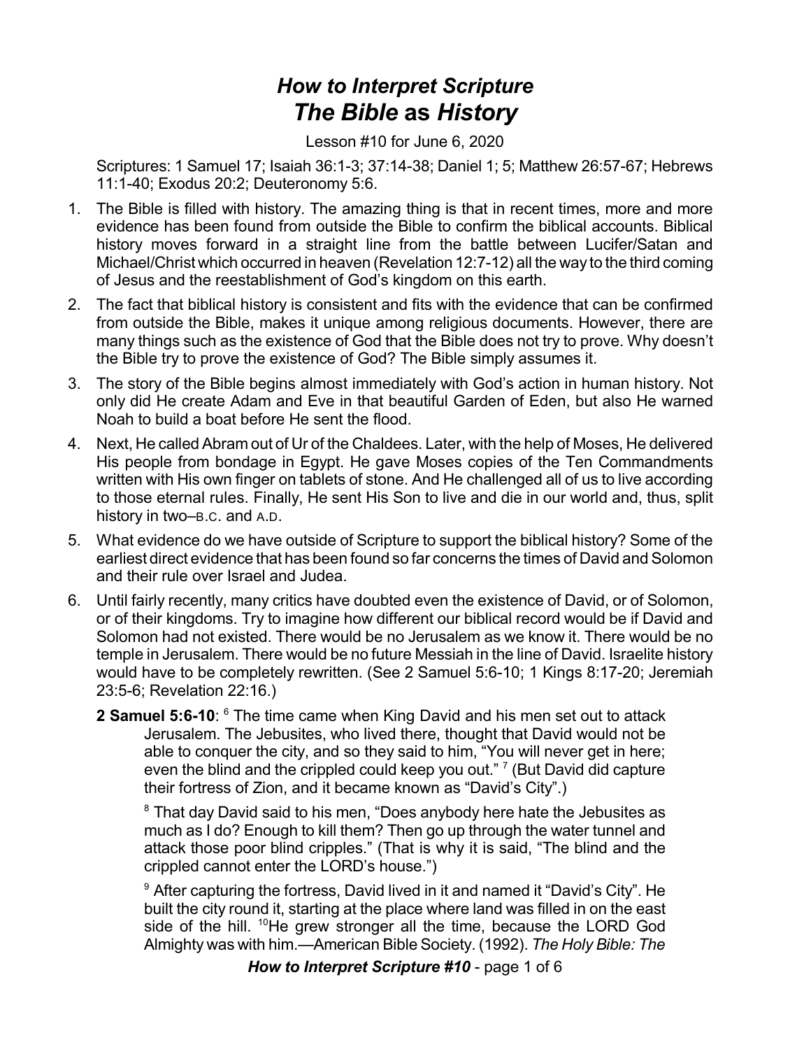# *How to Interpret Scripture*
# *The Bible* as *History*

Lesson #10 for June 6, 2020

Scriptures: 1 Samuel 17; Isaiah 36:1-3; 37:14-38; Daniel 1; 5; Matthew 26:57-67; Hebrews 11:1-40; Exodus 20:2; Deuteronomy 5:6.

1. The Bible is filled with history. The amazing thing is that in recent times, more and more evidence has been found from outside the Bible to confirm the biblical accounts. Biblical history moves forward in a straight line from the battle between Lucifer/Satan and Michael/Christ which occurred in heaven (Revelation 12:7-12) all the way to the third coming of Jesus and the reestablishment of God's kingdom on this earth.
2. The fact that biblical history is consistent and fits with the evidence that can be confirmed from outside the Bible, makes it unique among religious documents. However, there are many things such as the existence of God that the Bible does not try to prove. Why doesn't the Bible try to prove the existence of God? The Bible simply assumes it.
3. The story of the Bible begins almost immediately with God's action in human history. Not only did He create Adam and Eve in that beautiful Garden of Eden, but also He warned Noah to build a boat before He sent the flood.
4. Next, He called Abram out of Ur of the Chaldees. Later, with the help of Moses, He delivered His people from bondage in Egypt. He gave Moses copies of the Ten Commandments written with His own finger on tablets of stone. And He challenged all of us to live according to those eternal rules. Finally, He sent His Son to live and die in our world and, thus, split history in two–B.C. and A.D.
5. What evidence do we have outside of Scripture to support the biblical history? Some of the earliest direct evidence that has been found so far concerns the times of David and Solomon and their rule over Israel and Judea.
6. Until fairly recently, many critics have doubted even the existence of David, or of Solomon, or of their kingdoms. Try to imagine how different our biblical record would be if David and Solomon had not existed. There would be no Jerusalem as we know it. There would be no temple in Jerusalem. There would be no future Messiah in the line of David. Israelite history would have to be completely rewritten. (See 2 Samuel 5:6-10; 1 Kings 8:17-20; Jeremiah 23:5-6; Revelation 22:16.)

   **2 Samuel 5:6-10**: [6] The time came when King David and his men set out to attack Jerusalem. The Jebusites, who lived there, thought that David would not be able to conquer the city, and so they said to him, "You will never get in here; even the blind and the crippled could keep you out." [7] (But David did capture their fortress of Zion, and it became known as "David's City".)

   [8] That day David said to his men, "Does anybody here hate the Jebusites as much as I do? Enough to kill them? Then go up through the water tunnel and attack those poor blind cripples." (That is why it is said, "The blind and the crippled cannot enter the LORD's house.")

   [9] After capturing the fortress, David lived in it and named it "David's City". He built the city round it, starting at the place where land was filled in on the east side of the hill. [10] He grew stronger all the time, because the LORD God Almighty was with him.—American Bible Society. (1992). *The Holy Bible: The*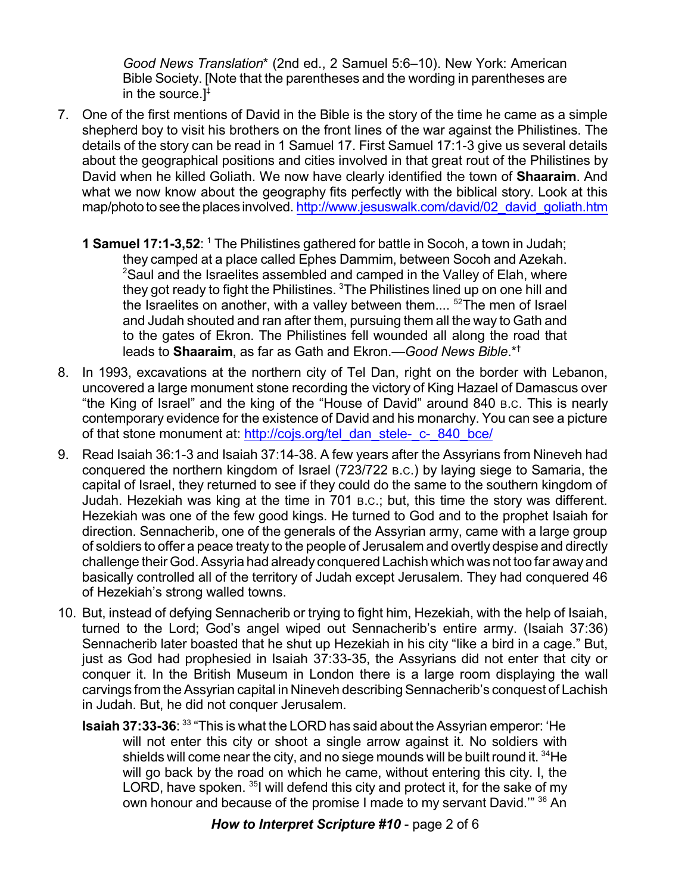*Good News Translation** (2nd ed., 2 Samuel 5:6–10). New York: American Bible Society. [Note that the parentheses and the wording in parentheses are in the source.]‡

7. One of the first mentions of David in the Bible is the story of the time he came as a simple shepherd boy to visit his brothers on the front lines of the war against the Philistines. The details of the story can be read in 1 Samuel 17. First Samuel 17:1-3 give us several details about the geographical positions and cities involved in that great rout of the Philistines by David when he killed Goliath. We now have clearly identified the town of **Shaaraim**. And what we now know about the geography fits perfectly with the biblical story. Look at this map/photo to see the places involved. http://www.jesuswalk.com/david/02_david_goliath.htm

   **1 Samuel 17:1-3,52**: [1] The Philistines gathered for battle in Socoh, a town in Judah; they camped at a place called Ephes Dammim, between Socoh and Azekah. [2]Saul and the Israelites assembled and camped in the Valley of Elah, where they got ready to fight the Philistines. [3]The Philistines lined up on one hill and the Israelites on another, with a valley between them.... [52]The men of Israel and Judah shouted and ran after them, pursuing them all the way to Gath and to the gates of Ekron. The Philistines fell wounded all along the road that leads to **Shaaraim**, as far as Gath and Ekron.—*Good News Bible*.*†

8. In 1993, excavations at the northern city of Tel Dan, right on the border with Lebanon, uncovered a large monument stone recording the victory of King Hazael of Damascus over "the King of Israel" and the king of the "House of David" around 840 B.C. This is nearly contemporary evidence for the existence of David and his monarchy. You can see a picture of that stone monument at: http://cojs.org/tel_dan_stele-_c-_840_bce/

9. Read Isaiah 36:1-3 and Isaiah 37:14-38. A few years after the Assyrians from Nineveh had conquered the northern kingdom of Israel (723/722 B.C.) by laying siege to Samaria, the capital of Israel, they returned to see if they could do the same to the southern kingdom of Judah. Hezekiah was king at the time in 701 B.C.; but, this time the story was different. Hezekiah was one of the few good kings. He turned to God and to the prophet Isaiah for direction. Sennacherib, one of the generals of the Assyrian army, came with a large group of soldiers to offer a peace treaty to the people of Jerusalem and overtly despise and directly challenge their God. Assyria had already conquered Lachish which was not too far away and basically controlled all of the territory of Judah except Jerusalem. They had conquered 46 of Hezekiah's strong walled towns.

10. But, instead of defying Sennacherib or trying to fight him, Hezekiah, with the help of Isaiah, turned to the Lord; God's angel wiped out Sennacherib's entire army. (Isaiah 37:36) Sennacherib later boasted that he shut up Hezekiah in his city "like a bird in a cage." But, just as God had prophesied in Isaiah 37:33-35, the Assyrians did not enter that city or conquer it. In the British Museum in London there is a large room displaying the wall carvings from the Assyrian capital in Nineveh describing Sennacherib's conquest of Lachish in Judah. But, he did not conquer Jerusalem.

    **Isaiah 37:33-36**: [33] "This is what the LORD has said about the Assyrian emperor: 'He will not enter this city or shoot a single arrow against it. No soldiers with shields will come near the city, and no siege mounds will be built round it. [34]He will go back by the road on which he came, without entering this city. I, the LORD, have spoken. [35]I will defend this city and protect it, for the sake of my own honour and because of the promise I made to my servant David.'" [36] An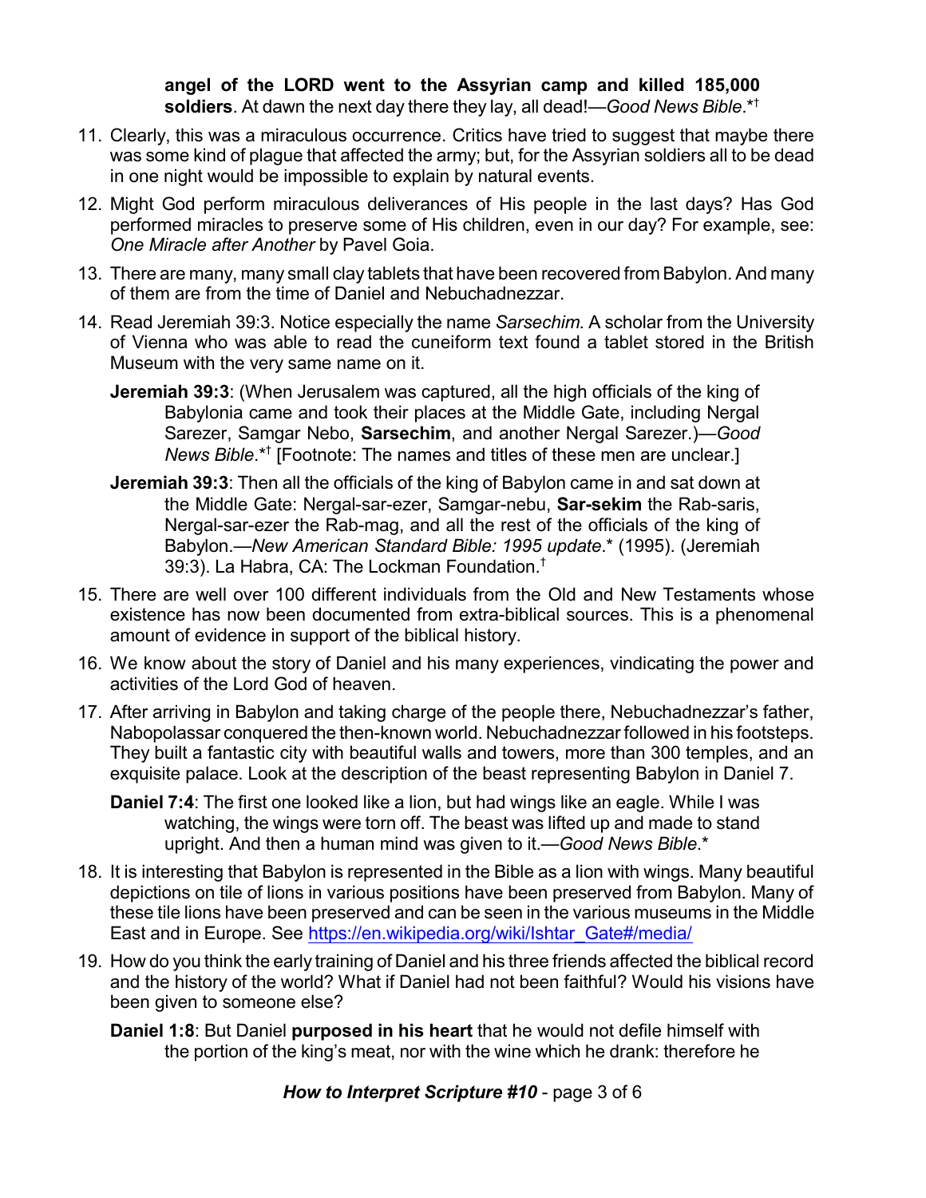**angel of the LORD went to the Assyrian camp and killed 185,000 soldiers**. At dawn the next day there they lay, all dead!—*Good News Bible*.*†

11. Clearly, this was a miraculous occurrence. Critics have tried to suggest that maybe there was some kind of plague that affected the army; but, for the Assyrian soldiers all to be dead in one night would be impossible to explain by natural events.

12. Might God perform miraculous deliverances of His people in the last days? Has God performed miracles to preserve some of His children, even in our day? For example, see: *One Miracle after Another* by Pavel Goia.

13. There are many, many small clay tablets that have been recovered from Babylon. And many of them are from the time of Daniel and Nebuchadnezzar.

14. Read Jeremiah 39:3. Notice especially the name *Sarsechim*. A scholar from the University of Vienna who was able to read the cuneiform text found a tablet stored in the British Museum with the very same name on it.

    **Jeremiah 39:3**: (When Jerusalem was captured, all the high officials of the king of Babylonia came and took their places at the Middle Gate, including Nergal Sarezer, Samgar Nebo, **Sarsechim**, and another Nergal Sarezer.)—*Good News Bible*.*† [Footnote: The names and titles of these men are unclear.]

    **Jeremiah 39:3**: Then all the officials of the king of Babylon came in and sat down at the Middle Gate: Nergal-sar-ezer, Samgar-nebu, **Sar-sekim** the Rab-saris, Nergal-sar-ezer the Rab-mag, and all the rest of the officials of the king of Babylon.—*New American Standard Bible: 1995 update*.* (1995). (Jeremiah 39:3). La Habra, CA: The Lockman Foundation.†

15. There are well over 100 different individuals from the Old and New Testaments whose existence has now been documented from extra-biblical sources. This is a phenomenal amount of evidence in support of the biblical history.

16. We know about the story of Daniel and his many experiences, vindicating the power and activities of the Lord God of heaven.

17. After arriving in Babylon and taking charge of the people there, Nebuchadnezzar's father, Nabopolassar conquered the then-known world. Nebuchadnezzar followed in his footsteps. They built a fantastic city with beautiful walls and towers, more than 300 temples, and an exquisite palace. Look at the description of the beast representing Babylon in Daniel 7.

    **Daniel 7:4**: The first one looked like a lion, but had wings like an eagle. While I was watching, the wings were torn off. The beast was lifted up and made to stand upright. And then a human mind was given to it.—*Good News Bible*.*

18. It is interesting that Babylon is represented in the Bible as a lion with wings. Many beautiful depictions on tile of lions in various positions have been preserved from Babylon. Many of these tile lions have been preserved and can be seen in the various museums in the Middle East and in Europe. See https://en.wikipedia.org/wiki/Ishtar_Gate#/media/

19. How do you think the early training of Daniel and his three friends affected the biblical record and the history of the world? What if Daniel had not been faithful? Would his visions have been given to someone else?

    **Daniel 1:8**: But Daniel **purposed in his heart** that he would not defile himself with the portion of the king's meat, nor with the wine which he drank: therefore he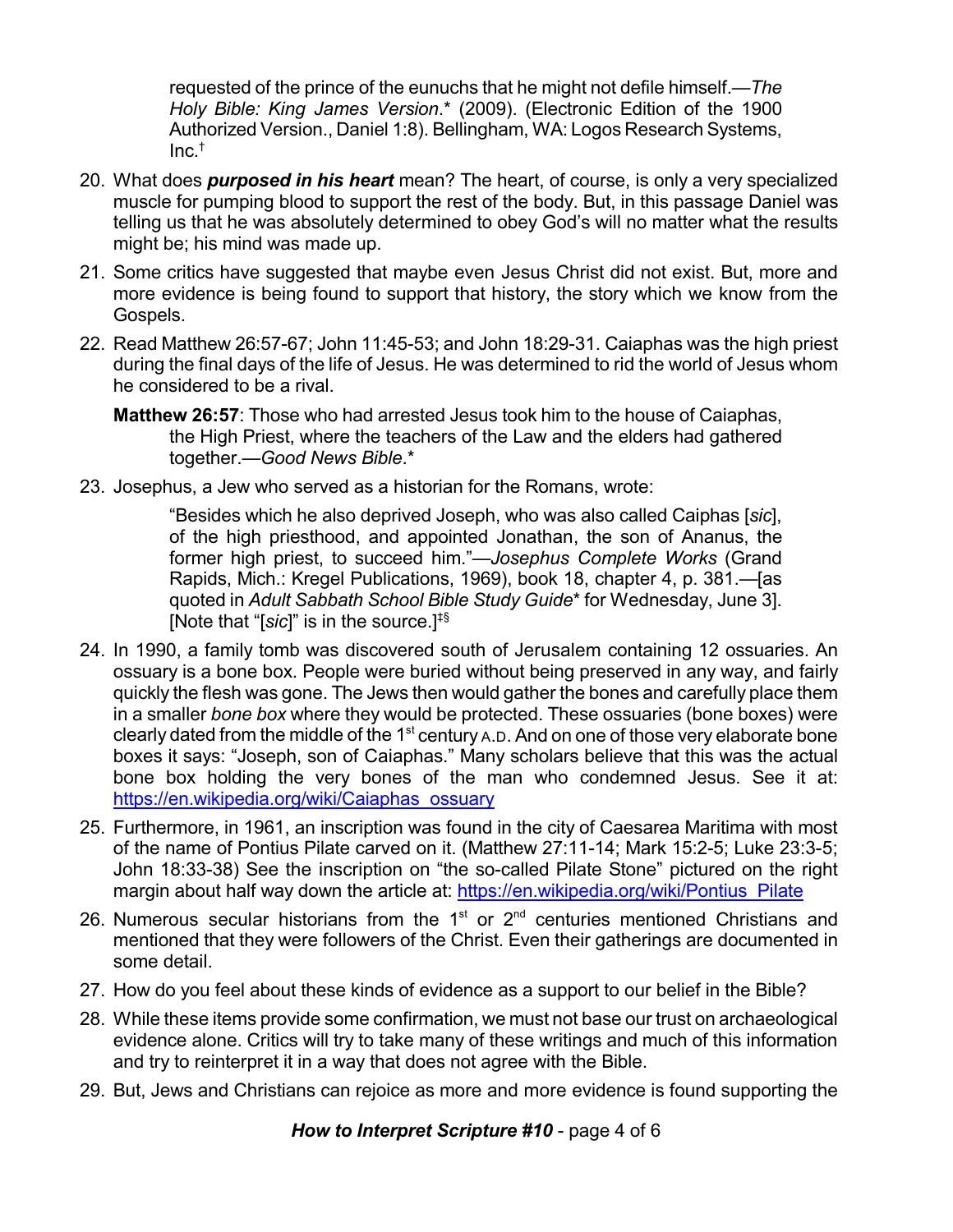requested of the prince of the eunuchs that he might not defile himself.—*The Holy Bible: King James Version*.* (2009). (Electronic Edition of the 1900 Authorized Version., Daniel 1:8). Bellingham, WA: Logos Research Systems, Inc.†

20. What does ***purposed in his heart*** mean? The heart, of course, is only a very specialized muscle for pumping blood to support the rest of the body. But, in this passage Daniel was telling us that he was absolutely determined to obey God's will no matter what the results might be; his mind was made up.

21. Some critics have suggested that maybe even Jesus Christ did not exist. But, more and more evidence is being found to support that history, the story which we know from the Gospels.

22. Read Matthew 26:57-67; John 11:45-53; and John 18:29-31. Caiaphas was the high priest during the final days of the life of Jesus. He was determined to rid the world of Jesus whom he considered to be a rival.

    **Matthew 26:57**: Those who had arrested Jesus took him to the house of Caiaphas, the High Priest, where the teachers of the Law and the elders had gathered together.—*Good News Bible*.*

23. Josephus, a Jew who served as a historian for the Romans, wrote:

    > "Besides which he also deprived Joseph, who was also called Caiphas [*sic*], of the high priesthood, and appointed Jonathan, the son of Ananus, the former high priest, to succeed him."—*Josephus Complete Works* (Grand Rapids, Mich.: Kregel Publications, 1969), book 18, chapter 4, p. 381.—[as quoted in *Adult Sabbath School Bible Study Guide** for Wednesday, June 3]. [Note that "[*sic*]" is in the source.]‡§

24. In 1990, a family tomb was discovered south of Jerusalem containing 12 ossuaries. An ossuary is a bone box. People were buried without being preserved in any way, and fairly quickly the flesh was gone. The Jews then would gather the bones and carefully place them in a smaller *bone box* where they would be protected. These ossuaries (bone boxes) were clearly dated from the middle of the 1st century A.D. And on one of those very elaborate bone boxes it says: "Joseph, son of Caiaphas." Many scholars believe that this was the actual bone box holding the very bones of the man who condemned Jesus. See it at: https://en.wikipedia.org/wiki/Caiaphas_ossuary

25. Furthermore, in 1961, an inscription was found in the city of Caesarea Maritima with most of the name of Pontius Pilate carved on it. (Matthew 27:11-14; Mark 15:2-5; Luke 23:3-5; John 18:33-38) See the inscription on "the so-called Pilate Stone" pictured on the right margin about half way down the article at: https://en.wikipedia.org/wiki/Pontius_Pilate

26. Numerous secular historians from the 1st or 2nd centuries mentioned Christians and mentioned that they were followers of the Christ. Even their gatherings are documented in some detail.

27. How do you feel about these kinds of evidence as a support to our belief in the Bible?

28. While these items provide some confirmation, we must not base our trust on archaeological evidence alone. Critics will try to take many of these writings and much of this information and try to reinterpret it in a way that does not agree with the Bible.

29. But, Jews and Christians can rejoice as more and more evidence is found supporting the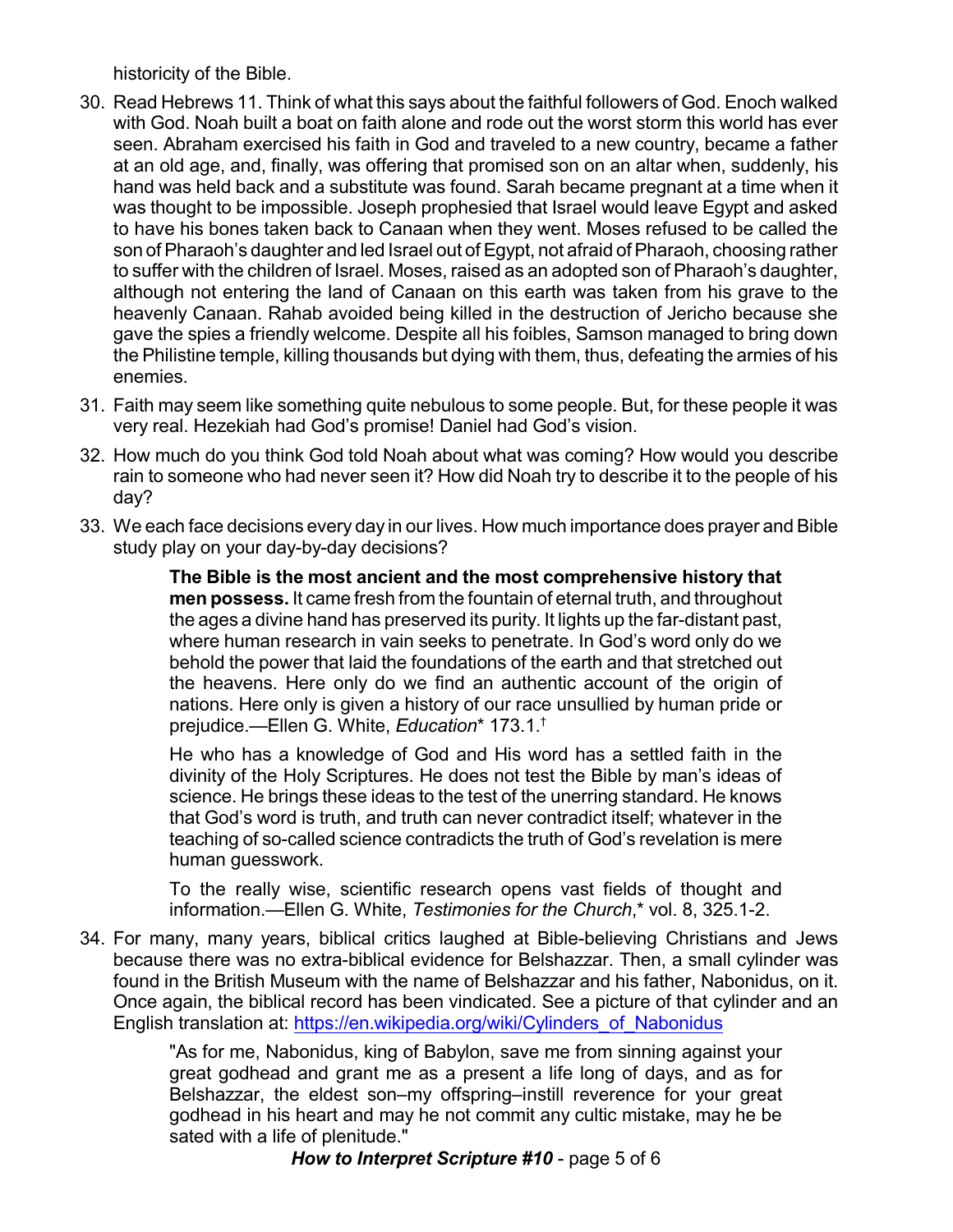historicity of the Bible.

30. Read Hebrews 11. Think of what this says about the faithful followers of God. Enoch walked with God. Noah built a boat on faith alone and rode out the worst storm this world has ever seen. Abraham exercised his faith in God and traveled to a new country, became a father at an old age, and, finally, was offering that promised son on an altar when, suddenly, his hand was held back and a substitute was found. Sarah became pregnant at a time when it was thought to be impossible. Joseph prophesied that Israel would leave Egypt and asked to have his bones taken back to Canaan when they went. Moses refused to be called the son of Pharaoh's daughter and led Israel out of Egypt, not afraid of Pharaoh, choosing rather to suffer with the children of Israel. Moses, raised as an adopted son of Pharaoh's daughter, although not entering the land of Canaan on this earth was taken from his grave to the heavenly Canaan. Rahab avoided being killed in the destruction of Jericho because she gave the spies a friendly welcome. Despite all his foibles, Samson managed to bring down the Philistine temple, killing thousands but dying with them, thus, defeating the armies of his enemies.

31. Faith may seem like something quite nebulous to some people. But, for these people it was very real. Hezekiah had God's promise! Daniel had God's vision.

32. How much do you think God told Noah about what was coming? How would you describe rain to someone who had never seen it? How did Noah try to describe it to the people of his day?

33. We each face decisions every day in our lives. How much importance does prayer and Bible study play on your day-by-day decisions?

> **The Bible is the most ancient and the most comprehensive history that men possess.** It came fresh from the fountain of eternal truth, and throughout the ages a divine hand has preserved its purity. It lights up the far-distant past, where human research in vain seeks to penetrate. In God's word only do we behold the power that laid the foundations of the earth and that stretched out the heavens. Here only do we find an authentic account of the origin of nations. Here only is given a history of our race unsullied by human pride or prejudice.—Ellen G. White, *Education*\* 173.1.†
>
> He who has a knowledge of God and His word has a settled faith in the divinity of the Holy Scriptures. He does not test the Bible by man's ideas of science. He brings these ideas to the test of the unerring standard. He knows that God's word is truth, and truth can never contradict itself; whatever in the teaching of so-called science contradicts the truth of God's revelation is mere human guesswork.
>
> To the really wise, scientific research opens vast fields of thought and information.—Ellen G. White, *Testimonies for the Church*,\* vol. 8, 325.1-2.

34. For many, many years, biblical critics laughed at Bible-believing Christians and Jews because there was no extra-biblical evidence for Belshazzar. Then, a small cylinder was found in the British Museum with the name of Belshazzar and his father, Nabonidus, on it. Once again, the biblical record has been vindicated. See a picture of that cylinder and an English translation at: https://en.wikipedia.org/wiki/Cylinders_of_Nabonidus

> "As for me, Nabonidus, king of Babylon, save me from sinning against your great godhead and grant me as a present a life long of days, and as for Belshazzar, the eldest son–my offspring–instill reverence for your great godhead in his heart and may he not commit any cultic mistake, may he be sated with a life of plenitude."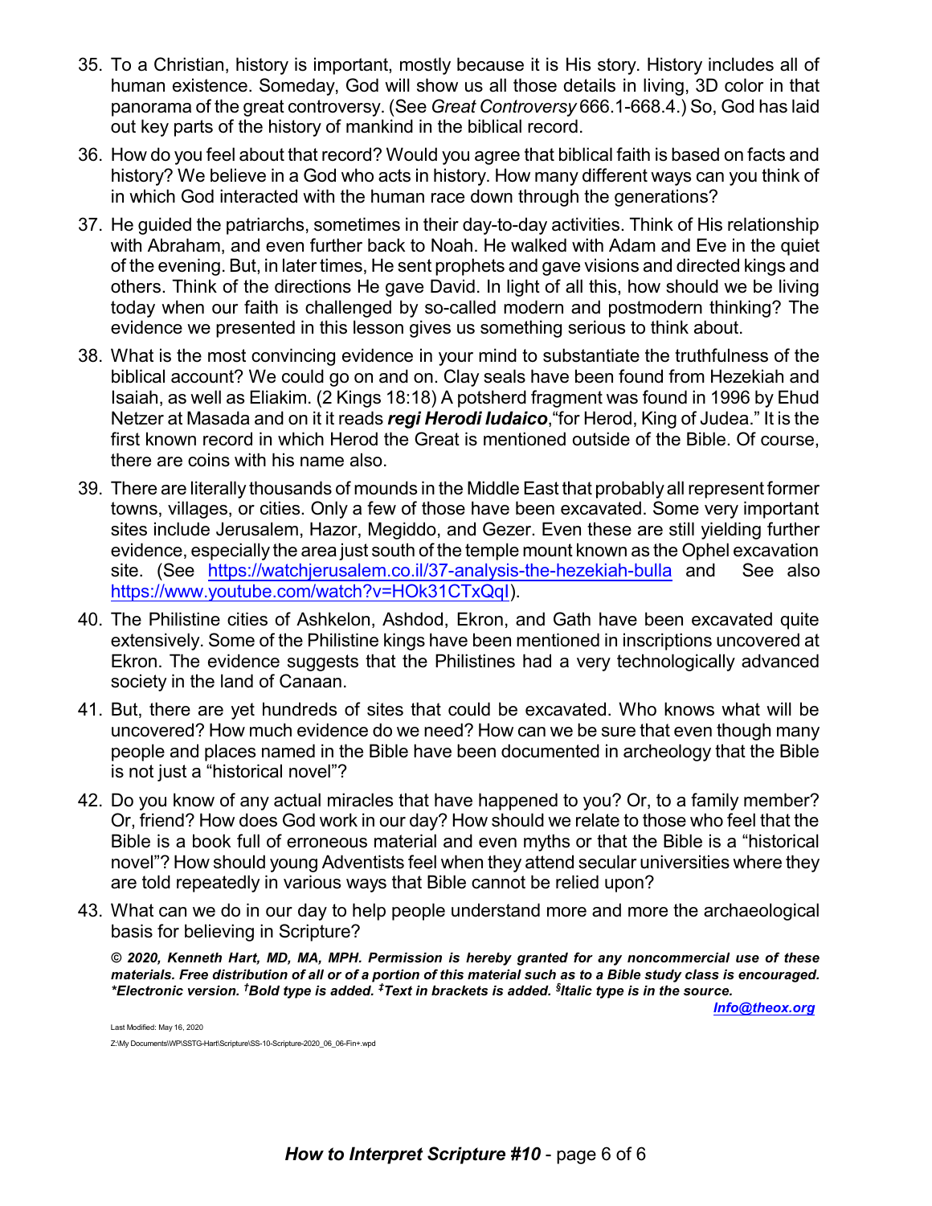35. To a Christian, history is important, mostly because it is His story. History includes all of human existence. Someday, God will show us all those details in living, 3D color in that panorama of the great controversy. (See *Great Controversy* 666.1-668.4.) So, God has laid out key parts of the history of mankind in the biblical record.

36. How do you feel about that record? Would you agree that biblical faith is based on facts and history? We believe in a God who acts in history. How many different ways can you think of in which God interacted with the human race down through the generations?

37. He guided the patriarchs, sometimes in their day-to-day activities. Think of His relationship with Abraham, and even further back to Noah. He walked with Adam and Eve in the quiet of the evening. But, in later times, He sent prophets and gave visions and directed kings and others. Think of the directions He gave David. In light of all this, how should we be living today when our faith is challenged by so-called modern and postmodern thinking? The evidence we presented in this lesson gives us something serious to think about.

38. What is the most convincing evidence in your mind to substantiate the truthfulness of the biblical account? We could go on and on. Clay seals have been found from Hezekiah and Isaiah, as well as Eliakim. (2 Kings 18:18) A potsherd fragment was found in 1996 by Ehud Netzer at Masada and on it it reads ***regi Herodi Iudaico***,"for Herod, King of Judea." It is the first known record in which Herod the Great is mentioned outside of the Bible. Of course, there are coins with his name also.

39. There are literally thousands of mounds in the Middle East that probably all represent former towns, villages, or cities. Only a few of those have been excavated. Some very important sites include Jerusalem, Hazor, Megiddo, and Gezer. Even these are still yielding further evidence, especially the area just south of the temple mount known as the Ophel excavation site. (See https://watchjerusalem.co.il/37-analysis-the-hezekiah-bulla and See also https://www.youtube.com/watch?v=HOk31CTxQqI).

40. The Philistine cities of Ashkelon, Ashdod, Ekron, and Gath have been excavated quite extensively. Some of the Philistine kings have been mentioned in inscriptions uncovered at Ekron. The evidence suggests that the Philistines had a very technologically advanced society in the land of Canaan.

41. But, there are yet hundreds of sites that could be excavated. Who knows what will be uncovered? How much evidence do we need? How can we be sure that even though many people and places named in the Bible have been documented in archeology that the Bible is not just a "historical novel"?

42. Do you know of any actual miracles that have happened to you? Or, to a family member? Or, friend? How does God work in our day? How should we relate to those who feel that the Bible is a book full of erroneous material and even myths or that the Bible is a "historical novel"? How should young Adventists feel when they attend secular universities where they are told repeatedly in various ways that Bible cannot be relied upon?

43. What can we do in our day to help people understand more and more the archaeological basis for believing in Scripture?

***© 2020, Kenneth Hart, MD, MA, MPH. Permission is hereby granted for any noncommercial use of these materials. Free distribution of all or of a portion of this material such as to a Bible study class is encouraged. *Electronic version. †Bold type is added. ‡Text in brackets is added. §Italic type is in the source.***

***Info@theox.org***

Last Modified: May 16, 2020

Z:\My Documents\WP\SSTG-Hart\Scripture\SS-10-Scripture-2020_06_06-Fin+.wpd